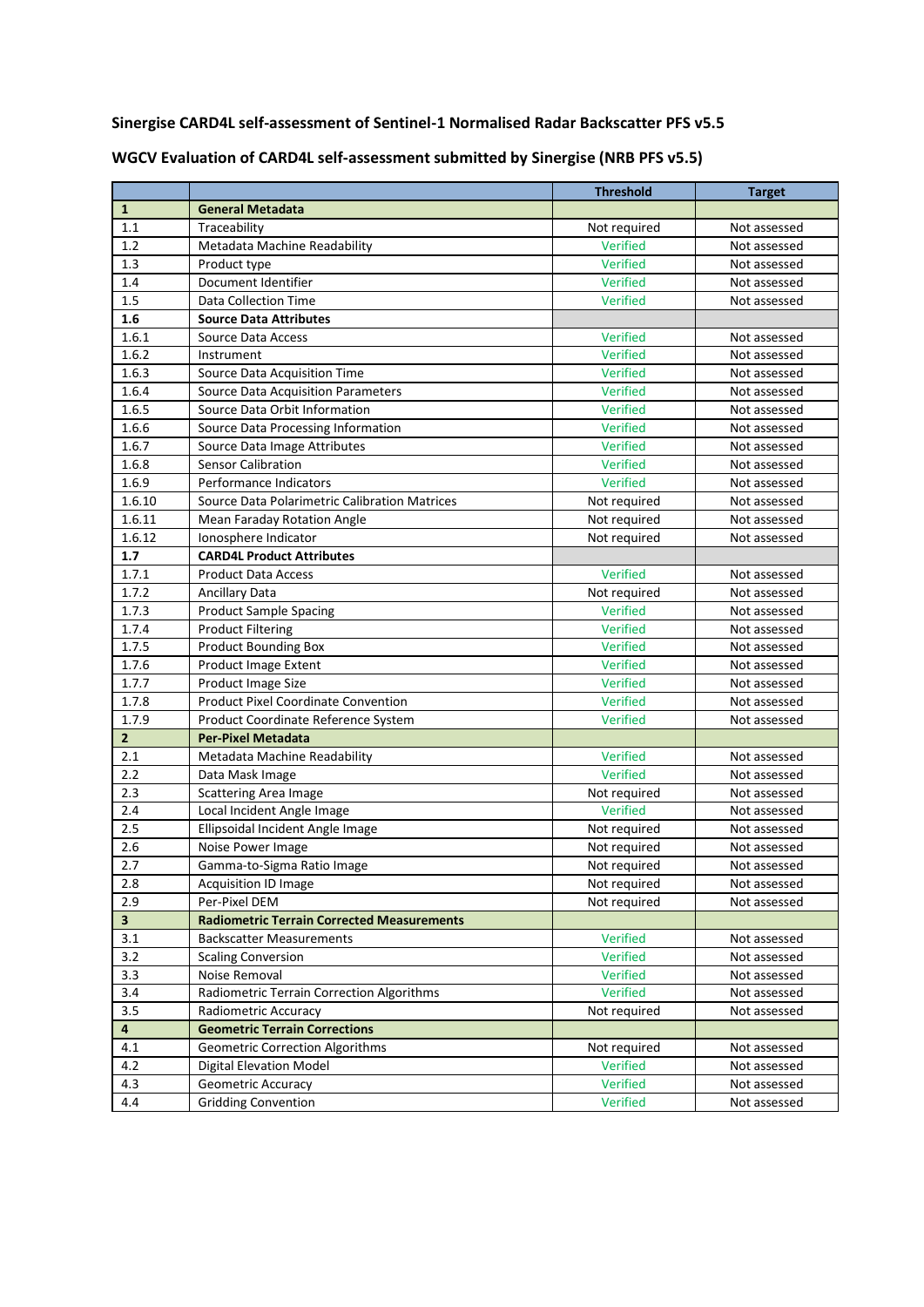**Sinergise CARD4L self-assessment of Sentinel-1 Normalised Radar Backscatter PFS v5.5**

**WGCV Evaluation of CARD4L self-assessment submitted by Sinergise (NRB PFS v5.5)**

| | | Threshold | Target |
|---|---|---|---|
| **1** | **General Metadata** | | |
| 1.1 | Traceability | Not required | Not assessed |
| 1.2 | Metadata Machine Readability | Verified | Not assessed |
| 1.3 | Product type | Verified | Not assessed |
| 1.4 | Document Identifier | Verified | Not assessed |
| 1.5 | Data Collection Time | Verified | Not assessed |
| **1.6** | **Source Data Attributes** | | |
| 1.6.1 | Source Data Access | Verified | Not assessed |
| 1.6.2 | Instrument | Verified | Not assessed |
| 1.6.3 | Source Data Acquisition Time | Verified | Not assessed |
| 1.6.4 | Source Data Acquisition Parameters | Verified | Not assessed |
| 1.6.5 | Source Data Orbit Information | Verified | Not assessed |
| 1.6.6 | Source Data Processing Information | Verified | Not assessed |
| 1.6.7 | Source Data Image Attributes | Verified | Not assessed |
| 1.6.8 | Sensor Calibration | Verified | Not assessed |
| 1.6.9 | Performance Indicators | Verified | Not assessed |
| 1.6.10 | Source Data Polarimetric Calibration Matrices | Not required | Not assessed |
| 1.6.11 | Mean Faraday Rotation Angle | Not required | Not assessed |
| 1.6.12 | Ionosphere Indicator | Not required | Not assessed |
| **1.7** | **CARD4L Product Attributes** | | |
| 1.7.1 | Product Data Access | Verified | Not assessed |
| 1.7.2 | Ancillary Data | Not required | Not assessed |
| 1.7.3 | Product Sample Spacing | Verified | Not assessed |
| 1.7.4 | Product Filtering | Verified | Not assessed |
| 1.7.5 | Product Bounding Box | Verified | Not assessed |
| 1.7.6 | Product Image Extent | Verified | Not assessed |
| 1.7.7 | Product Image Size | Verified | Not assessed |
| 1.7.8 | Product Pixel Coordinate Convention | Verified | Not assessed |
| 1.7.9 | Product Coordinate Reference System | Verified | Not assessed |
| **2** | **Per-Pixel Metadata** | | |
| 2.1 | Metadata Machine Readability | Verified | Not assessed |
| 2.2 | Data Mask Image | Verified | Not assessed |
| 2.3 | Scattering Area Image | Not required | Not assessed |
| 2.4 | Local Incident Angle Image | Verified | Not assessed |
| 2.5 | Ellipsoidal Incident Angle Image | Not required | Not assessed |
| 2.6 | Noise Power Image | Not required | Not assessed |
| 2.7 | Gamma-to-Sigma Ratio Image | Not required | Not assessed |
| 2.8 | Acquisition ID Image | Not required | Not assessed |
| 2.9 | Per-Pixel DEM | Not required | Not assessed |
| **3** | **Radiometric Terrain Corrected Measurements** | | |
| 3.1 | Backscatter Measurements | Verified | Not assessed |
| 3.2 | Scaling Conversion | Verified | Not assessed |
| 3.3 | Noise Removal | Verified | Not assessed |
| 3.4 | Radiometric Terrain Correction Algorithms | Verified | Not assessed |
| 3.5 | Radiometric Accuracy | Not required | Not assessed |
| **4** | **Geometric Terrain Corrections** | | |
| 4.1 | Geometric Correction Algorithms | Not required | Not assessed |
| 4.2 | Digital Elevation Model | Verified | Not assessed |
| 4.3 | Geometric Accuracy | Verified | Not assessed |
| 4.4 | Gridding Convention | Verified | Not assessed |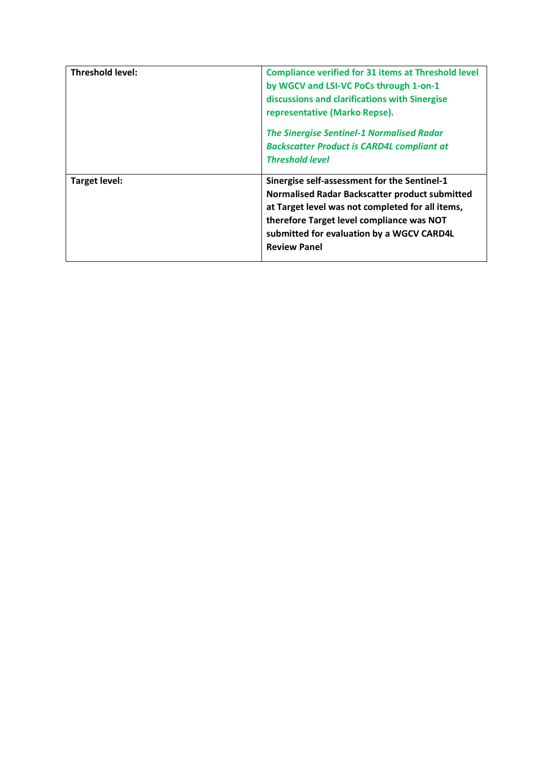| | |
|---|---|
| **Threshold level:** | **Compliance verified for 31 items at Threshold level by WGCV and LSI-VC PoCs through 1-on-1 discussions and clarifications with Sinergise representative (Marko Repse).**<br><br>***The Sinergise Sentinel-1 Normalised Radar Backscatter Product is CARD4L compliant at Threshold level*** |
| **Target level:** | **Sinergise self-assessment for the Sentinel-1 Normalised Radar Backscatter product submitted at Target level was not completed for all items, therefore Target level compliance was NOT submitted for evaluation by a WGCV CARD4L Review Panel** |